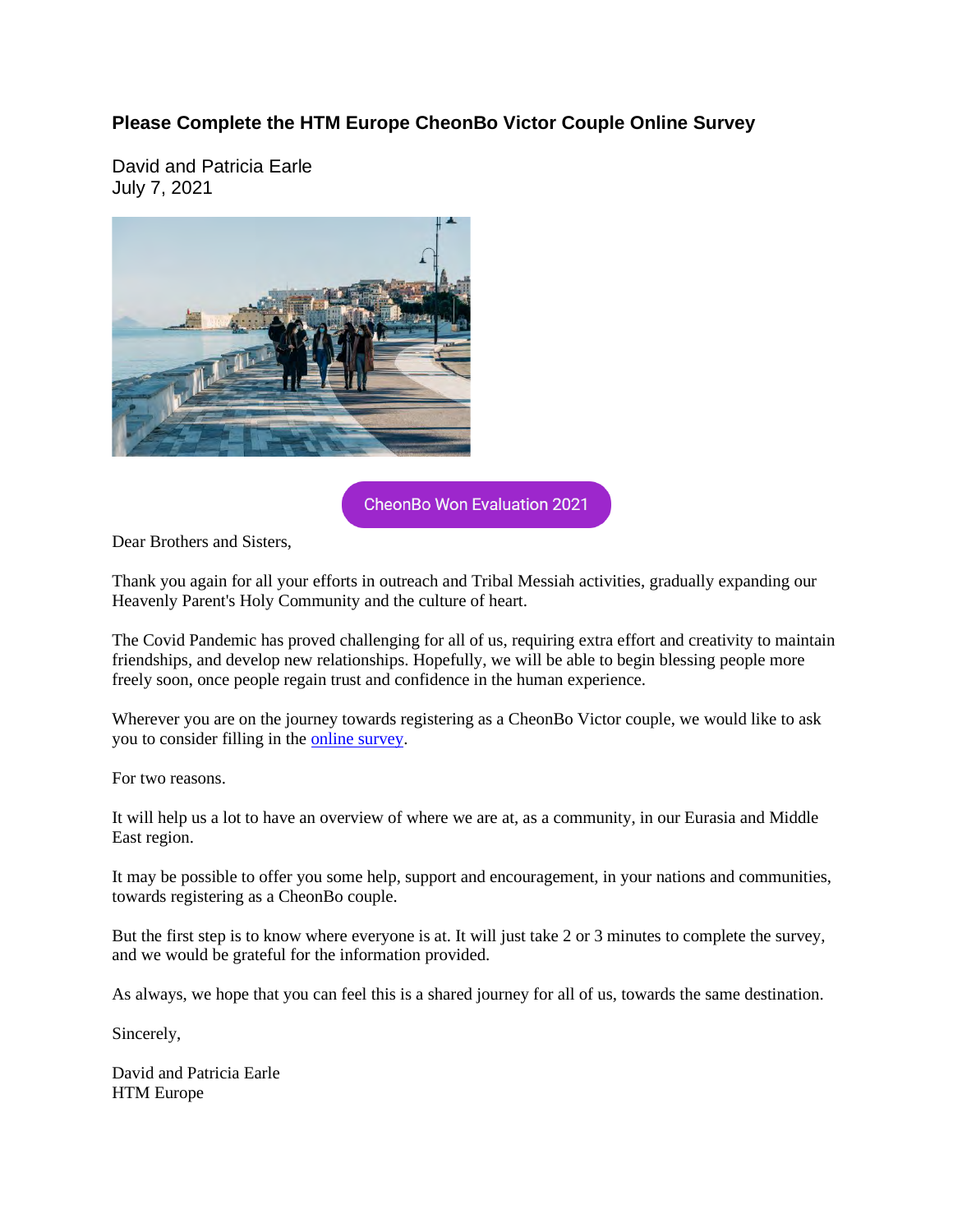## Please Complete the HTM Europe CheonBo Victor Couple Online Survey

David and Patricia Earle
July 7, 2021

CheonBo Won Evaluation 2021

Dear Brothers and Sisters,

Thank you again for all your efforts in outreach and Tribal Messiah activities, gradually expanding our Heavenly Parent's Holy Community and the culture of heart.

The Covid Pandemic has proved challenging for all of us, requiring extra effort and creativity to maintain friendships, and develop new relationships. Hopefully, we will be able to begin blessing people more freely soon, once people regain trust and confidence in the human experience.

Wherever you are on the journey towards registering as a CheonBo Victor couple, we would like to ask you to consider filling in the online survey.

For two reasons.

It will help us a lot to have an overview of where we are at, as a community, in our Eurasia and Middle East region.

It may be possible to offer you some help, support and encouragement, in your nations and communities, towards registering as a CheonBo couple.

But the first step is to know where everyone is at. It will just take 2 or 3 minutes to complete the survey, and we would be grateful for the information provided.

As always, we hope that you can feel this is a shared journey for all of us, towards the same destination.

Sincerely,

David and Patricia Earle
HTM Europe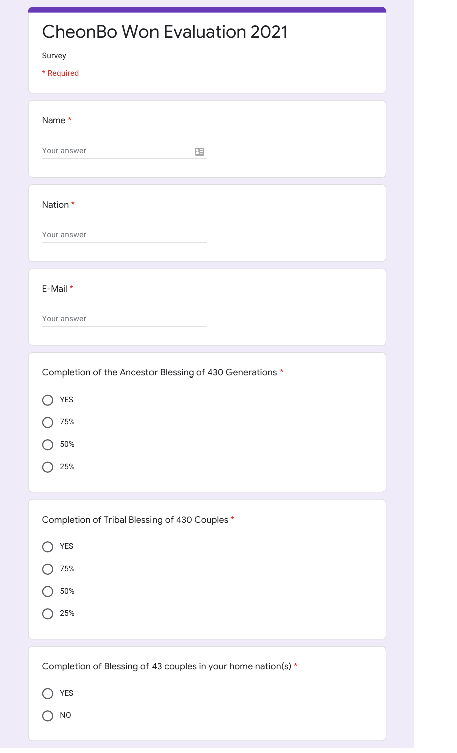# CheonBo Won Evaluation 2021

Survey

* Required

Name *

Your answer

Nation *

Your answer

E-Mail *

Your answer

Completion of the Ancestor Blessing of 430 Generations *

- YES
- 75%
- 50%
- 25%

Completion of Tribal Blessing of 430 Couples *

- YES
- 75%
- 50%
- 25%

Completion of Blessing of 43 couples in your home nation(s) *

- YES
- NO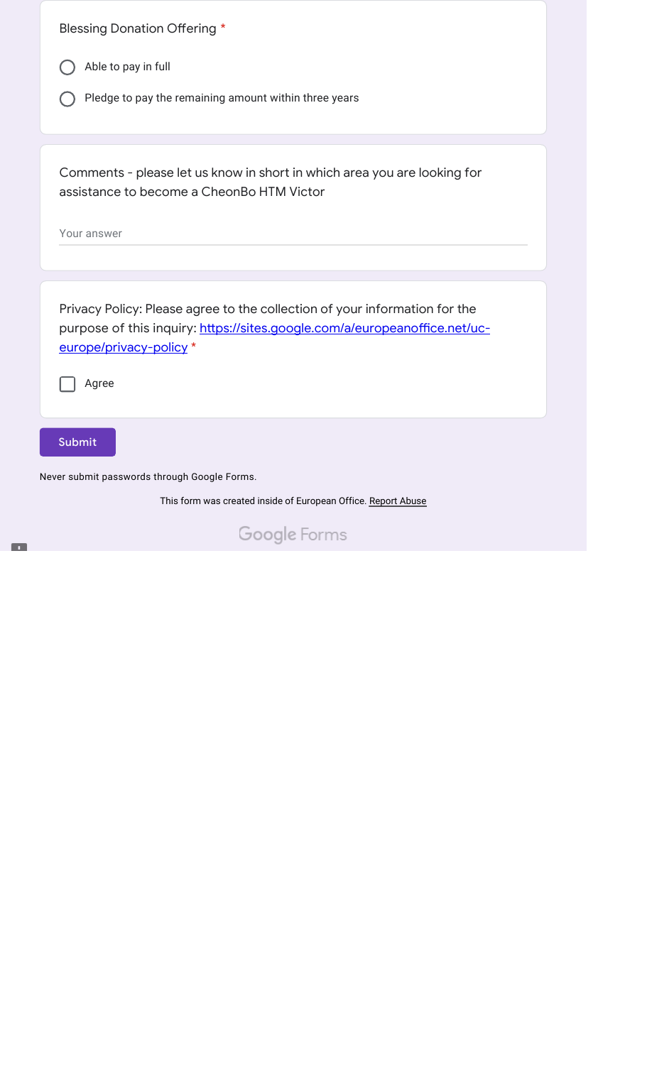Blessing Donation Offering *

- ◯ Able to pay in full
- ◯ Pledge to pay the remaining amount within three years

Comments - please let us know in short in which area you are looking for assistance to become a CheonBo HTM Victor

Your answer

Privacy Policy: Please agree to the collection of your information for the purpose of this inquiry: https://sites.google.com/a/europeanoffice.net/uc-europe/privacy-policy *

- ☐ Agree

Submit

Never submit passwords through Google Forms.

This form was created inside of European Office. Report Abuse

Google Forms